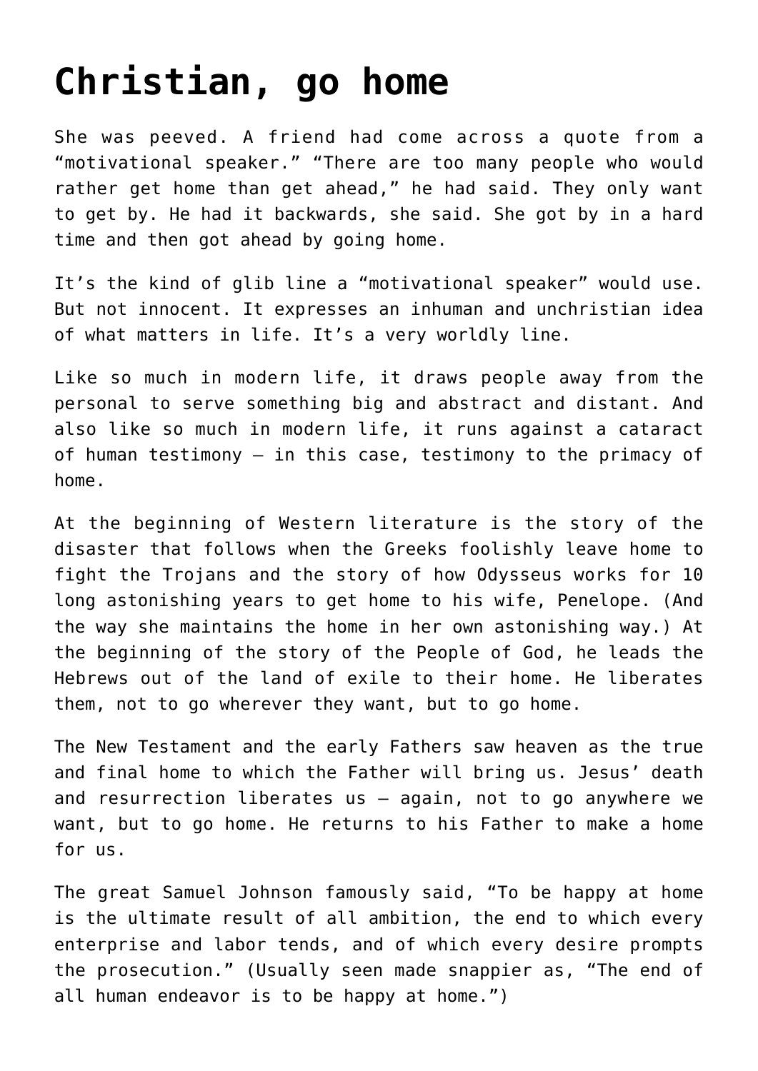# Christian, go home

She was peeved. A friend had come across a quote from a "motivational speaker." "There are too many people who would rather get home than get ahead," he had said. They only want to get by. He had it backwards, she said. She got by in a hard time and then got ahead by going home.

It's the kind of glib line a "motivational speaker" would use. But not innocent. It expresses an inhuman and unchristian idea of what matters in life. It's a very worldly line.

Like so much in modern life, it draws people away from the personal to serve something big and abstract and distant. And also like so much in modern life, it runs against a cataract of human testimony — in this case, testimony to the primacy of home.

At the beginning of Western literature is the story of the disaster that follows when the Greeks foolishly leave home to fight the Trojans and the story of how Odysseus works for 10 long astonishing years to get home to his wife, Penelope. (And the way she maintains the home in her own astonishing way.) At the beginning of the story of the People of God, he leads the Hebrews out of the land of exile to their home. He liberates them, not to go wherever they want, but to go home.

The New Testament and the early Fathers saw heaven as the true and final home to which the Father will bring us. Jesus' death and resurrection liberates us — again, not to go anywhere we want, but to go home. He returns to his Father to make a home for us.

The great Samuel Johnson famously said, "To be happy at home is the ultimate result of all ambition, the end to which every enterprise and labor tends, and of which every desire prompts the prosecution." (Usually seen made snappier as, "The end of all human endeavor is to be happy at home.")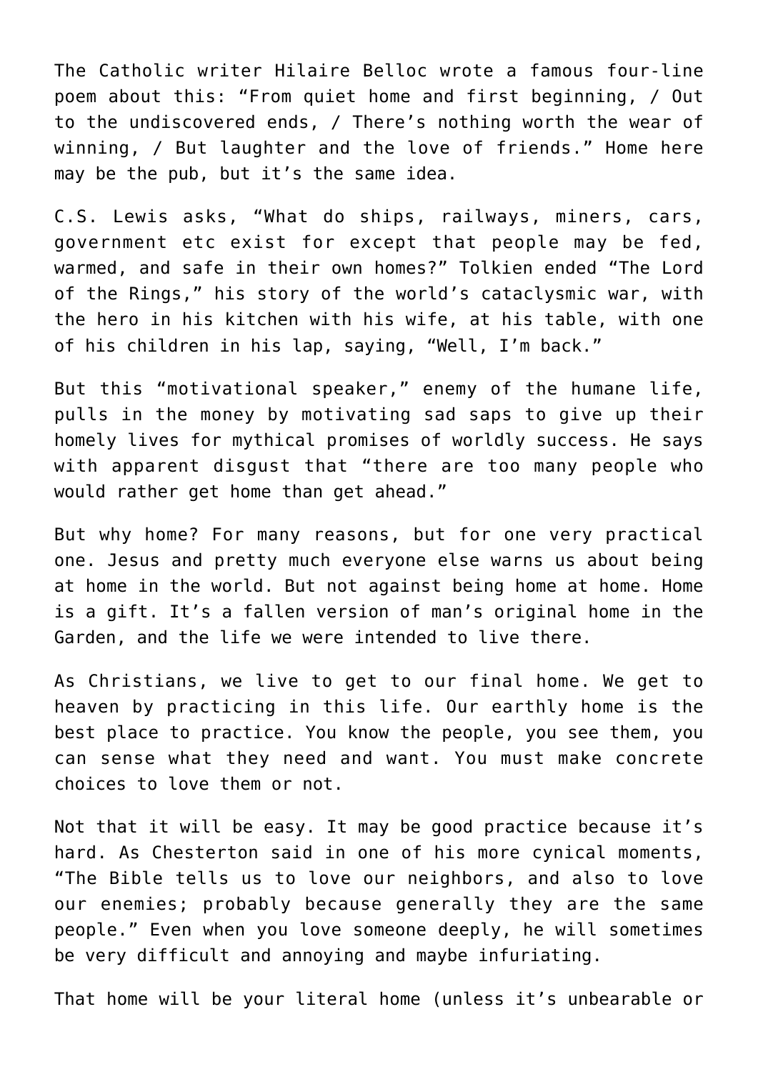The Catholic writer Hilaire Belloc wrote a famous four-line poem about this: “From quiet home and first beginning, / Out to the undiscovered ends, / There’s nothing worth the wear of winning, / But laughter and the love of friends.” Home here may be the pub, but it’s the same idea.

C.S. Lewis asks, “What do ships, railways, miners, cars, government etc exist for except that people may be fed, warmed, and safe in their own homes?” Tolkien ended “The Lord of the Rings,” his story of the world’s cataclysmic war, with the hero in his kitchen with his wife, at his table, with one of his children in his lap, saying, “Well, I’m back.”

But this “motivational speaker,” enemy of the humane life, pulls in the money by motivating sad saps to give up their homely lives for mythical promises of worldly success. He says with apparent disgust that “there are too many people who would rather get home than get ahead.”

But why home? For many reasons, but for one very practical one. Jesus and pretty much everyone else warns us about being at home in the world. But not against being home at home. Home is a gift. It’s a fallen version of man’s original home in the Garden, and the life we were intended to live there.

As Christians, we live to get to our final home. We get to heaven by practicing in this life. Our earthly home is the best place to practice. You know the people, you see them, you can sense what they need and want. You must make concrete choices to love them or not.

Not that it will be easy. It may be good practice because it’s hard. As Chesterton said in one of his more cynical moments, “The Bible tells us to love our neighbors, and also to love our enemies; probably because generally they are the same people.” Even when you love someone deeply, he will sometimes be very difficult and annoying and maybe infuriating.

That home will be your literal home (unless it’s unbearable or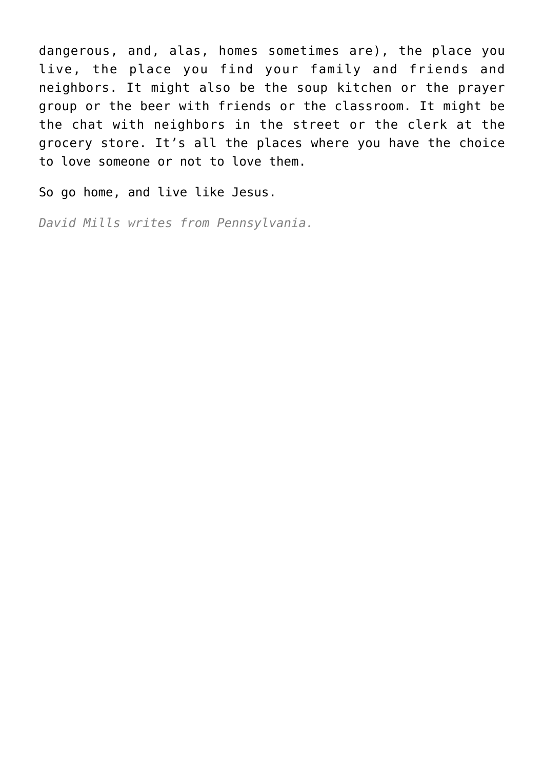dangerous, and, alas, homes sometimes are), the place you live, the place you find your family and friends and neighbors. It might also be the soup kitchen or the prayer group or the beer with friends or the classroom. It might be the chat with neighbors in the street or the clerk at the grocery store. It's all the places where you have the choice to love someone or not to love them.

So go home, and live like Jesus.

*David Mills writes from Pennsylvania.*